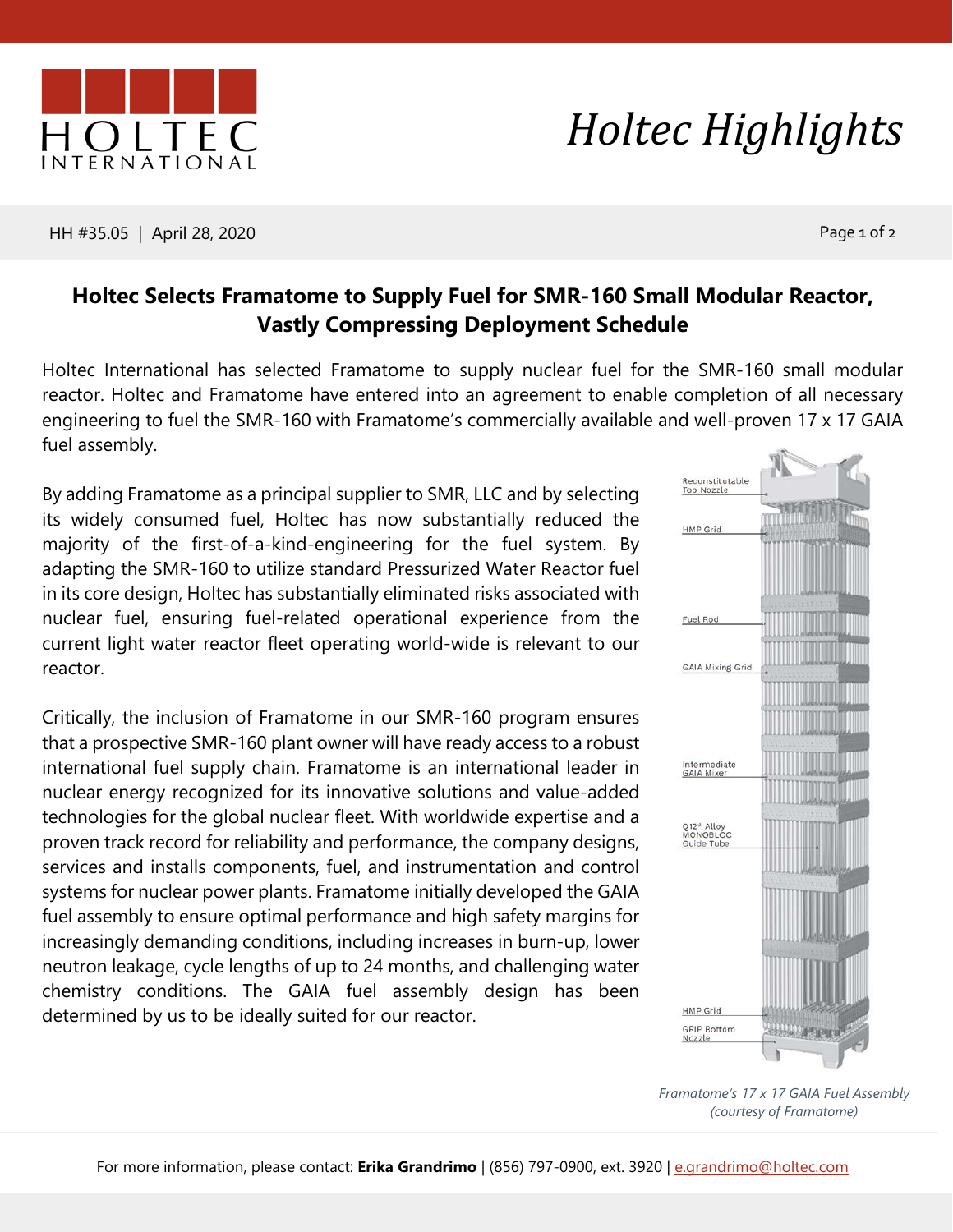# Holtec Highlights

HH #35.05 | April 28, 2020

## Holtec Selects Framatome to Supply Fuel for SMR-160 Small Modular Reactor, Vastly Compressing Deployment Schedule

Holtec International has selected Framatome to supply nuclear fuel for the SMR-160 small modular reactor. Holtec and Framatome have entered into an agreement to enable completion of all necessary engineering to fuel the SMR-160 with Framatome's commercially available and well-proven 17 x 17 GAIA fuel assembly.

By adding Framatome as a principal supplier to SMR, LLC and by selecting its widely consumed fuel, Holtec has now substantially reduced the majority of the first-of-a-kind-engineering for the fuel system. By adapting the SMR-160 to utilize standard Pressurized Water Reactor fuel in its core design, Holtec has substantially eliminated risks associated with nuclear fuel, ensuring fuel-related operational experience from the current light water reactor fleet operating world-wide is relevant to our reactor.

Critically, the inclusion of Framatome in our SMR-160 program ensures that a prospective SMR-160 plant owner will have ready access to a robust international fuel supply chain. Framatome is an international leader in nuclear energy recognized for its innovative solutions and value-added technologies for the global nuclear fleet. With worldwide expertise and a proven track record for reliability and performance, the company designs, services and installs components, fuel, and instrumentation and control systems for nuclear power plants. Framatome initially developed the GAIA fuel assembly to ensure optimal performance and high safety margins for increasingly demanding conditions, including increases in burn-up, lower neutron leakage, cycle lengths of up to 24 months, and challenging water chemistry conditions. The GAIA fuel assembly design has been determined by us to be ideally suited for our reactor.

*Framatome's 17 x 17 GAIA Fuel Assembly (courtesy of Framatome)*

For more information, please contact: **Erika Grandrimo** | (856) 797-0900, ext. 3920 | e.grandrimo@holtec.com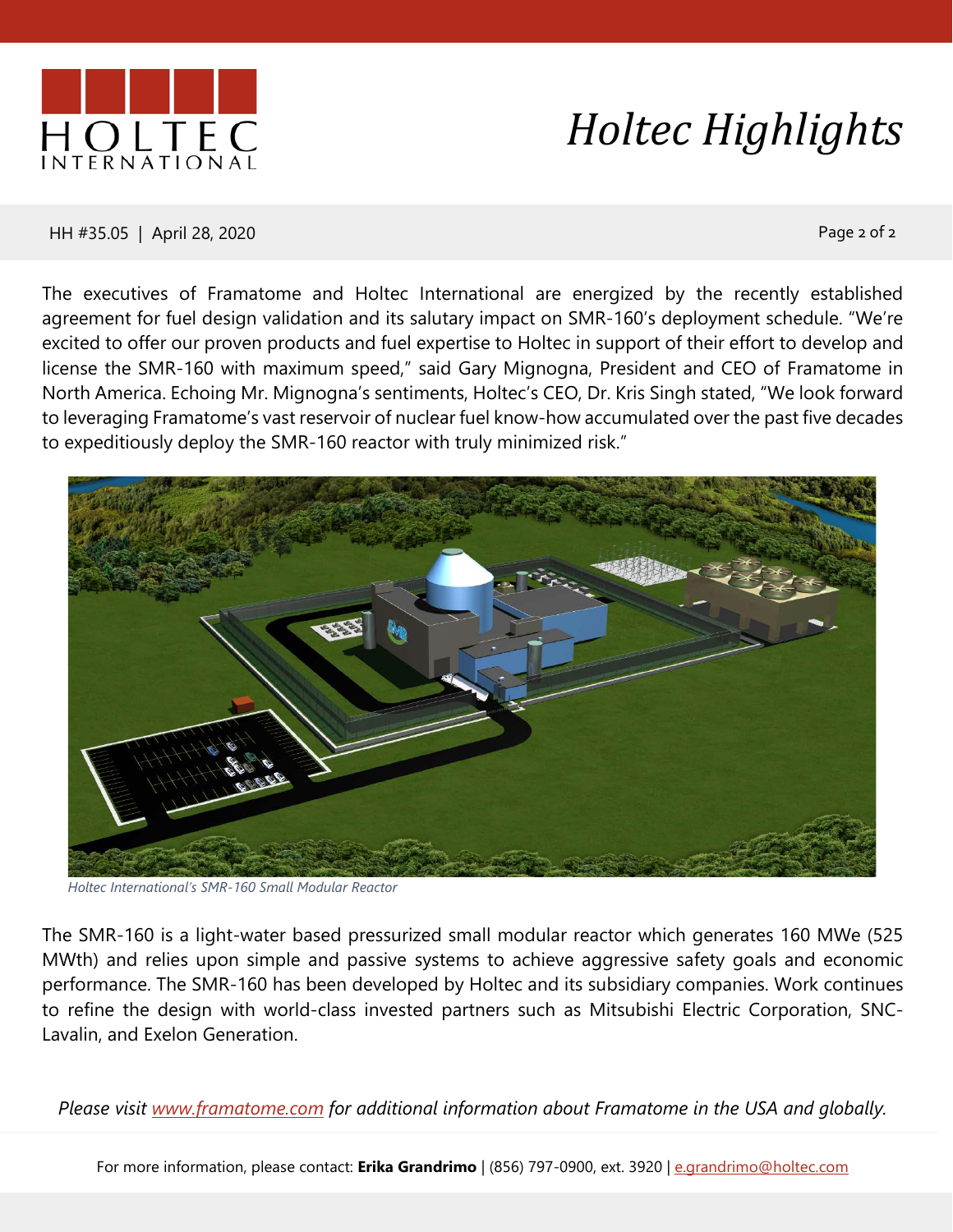The executives of Framatome and Holtec International are energized by the recently established agreement for fuel design validation and its salutary impact on SMR-160's deployment schedule. "We're excited to offer our proven products and fuel expertise to Holtec in support of their effort to develop and license the SMR-160 with maximum speed," said Gary Mignogna, President and CEO of Framatome in North America. Echoing Mr. Mignogna's sentiments, Holtec's CEO, Dr. Kris Singh stated, "We look forward to leveraging Framatome's vast reservoir of nuclear fuel know-how accumulated over the past five decades to expeditiously deploy the SMR-160 reactor with truly minimized risk."

*Holtec International's SMR-160 Small Modular Reactor*

The SMR-160 is a light-water based pressurized small modular reactor which generates 160 MWe (525 MWth) and relies upon simple and passive systems to achieve aggressive safety goals and economic performance. The SMR-160 has been developed by Holtec and its subsidiary companies. Work continues to refine the design with world-class invested partners such as Mitsubishi Electric Corporation, SNC-Lavalin, and Exelon Generation.

*Please visit [www.framatome.com](http://www.framatome.com) for additional information about Framatome in the USA and globally.*

For more information, please contact: **Erika Grandrimo** | (856) 797-0900, ext. 3920 | [e.grandrimo@holtec.com](mailto:e.grandrimo@holtec.com)